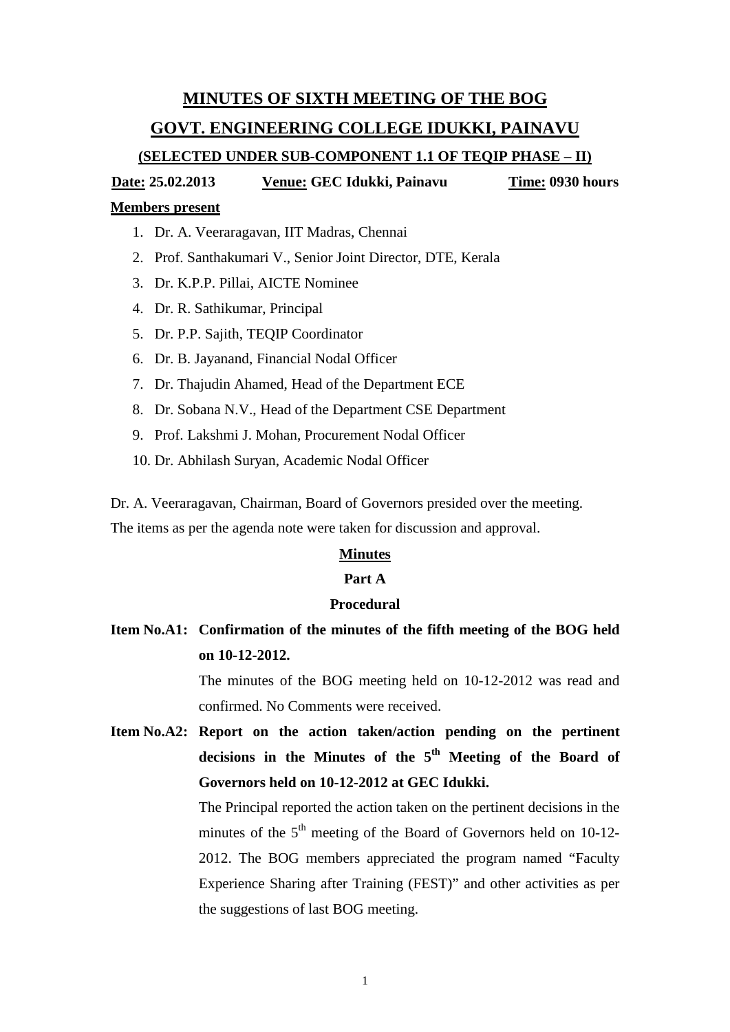# MINUTES OF SIXTH MEETING OF THE BOG

# GOVT. ENGINEERING COLLEGE IDUKKI, PAINAVU

### (SELECTED UNDER SUB-COMPONENT 1.1 OF TEQIP PHASE – II)

**Date:** **25.02.2013** **Venue:** **GEC Idukki, Painavu** **Time:** **0930 hours**

**Members present**

1. Dr. A. Veeraragavan, IIT Madras, Chennai
2. Prof. Santhakumari V., Senior Joint Director, DTE, Kerala
3. Dr. K.P.P. Pillai, AICTE Nominee
4. Dr. R. Sathikumar, Principal
5. Dr. P.P. Sajith, TEQIP Coordinator
6. Dr. B. Jayanand, Financial Nodal Officer
7. Dr. Thajudin Ahamed, Head of the Department ECE
8. Dr. Sobana N.V., Head of the Department CSE Department
9. Prof. Lakshmi J. Mohan, Procurement Nodal Officer
10. Dr. Abhilash Suryan, Academic Nodal Officer

Dr. A. Veeraragavan, Chairman, Board of Governors presided over the meeting.
The items as per the agenda note were taken for discussion and approval.

## Minutes

### Part A

### Procedural

**Item No.A1: Confirmation of the minutes of the fifth meeting of the BOG held on 10-12-2012.**

The minutes of the BOG meeting held on 10-12-2012 was read and confirmed. No Comments were received.

**Item No.A2: Report on the action taken/action pending on the pertinent decisions in the Minutes of the 5th Meeting of the Board of Governors held on 10-12-2012 at GEC Idukki.**

The Principal reported the action taken on the pertinent decisions in the minutes of the 5th meeting of the Board of Governors held on 10-12-2012. The BOG members appreciated the program named "Faculty Experience Sharing after Training (FEST)" and other activities as per the suggestions of last BOG meeting.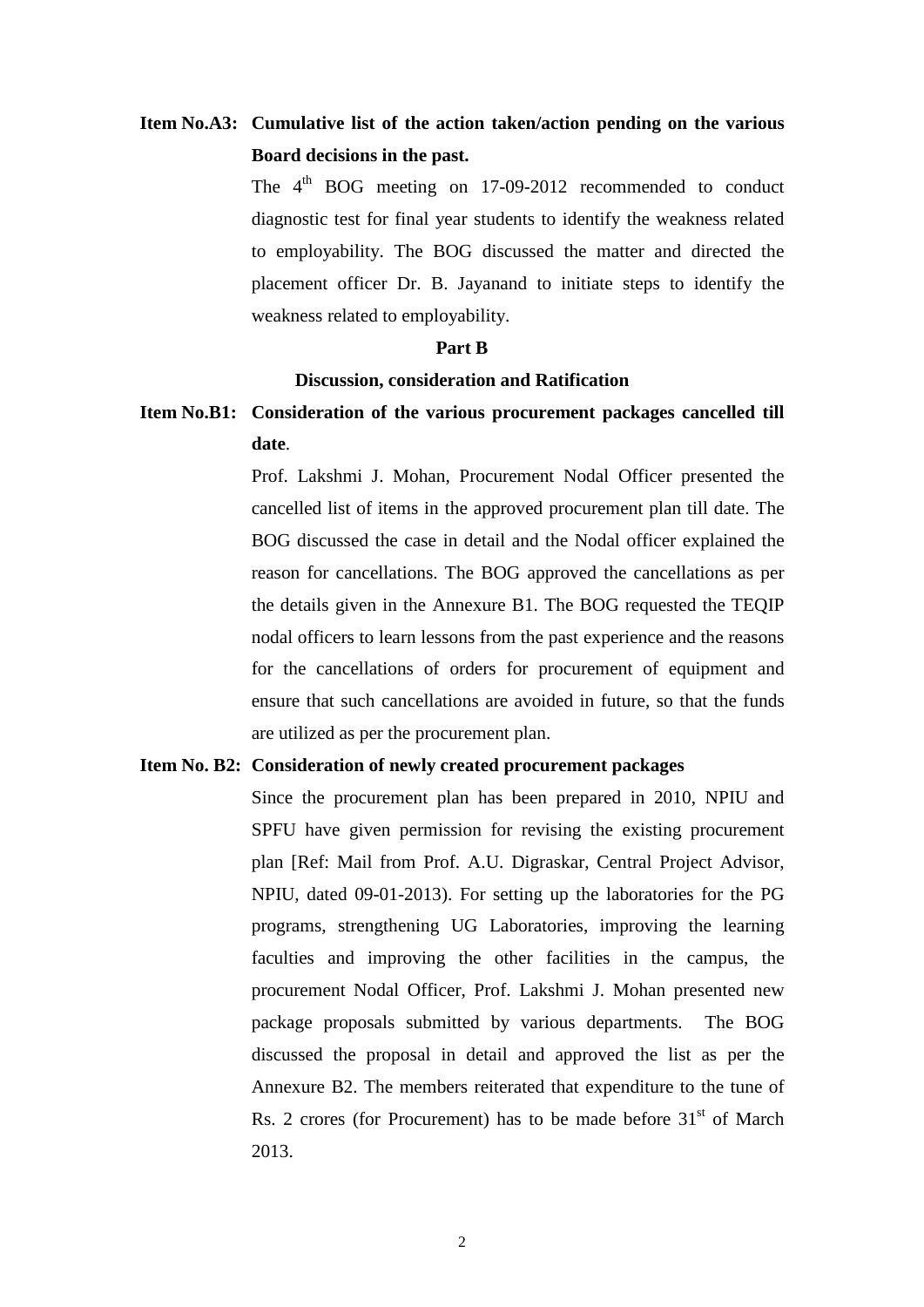**Item No.A3: Cumulative list of the action taken/action pending on the various Board decisions in the past.**

The 4th BOG meeting on 17-09-2012 recommended to conduct diagnostic test for final year students to identify the weakness related to employability. The BOG discussed the matter and directed the placement officer Dr. B. Jayanand to initiate steps to identify the weakness related to employability.

**Part B**

**Discussion, consideration and Ratification**

**Item No.B1: Consideration of the various procurement packages cancelled till date.**

Prof. Lakshmi J. Mohan, Procurement Nodal Officer presented the cancelled list of items in the approved procurement plan till date. The BOG discussed the case in detail and the Nodal officer explained the reason for cancellations. The BOG approved the cancellations as per the details given in the Annexure B1. The BOG requested the TEQIP nodal officers to learn lessons from the past experience and the reasons for the cancellations of orders for procurement of equipment and ensure that such cancellations are avoided in future, so that the funds are utilized as per the procurement plan.

**Item No. B2: Consideration of newly created procurement packages**

Since the procurement plan has been prepared in 2010, NPIU and SPFU have given permission for revising the existing procurement plan [Ref: Mail from Prof. A.U. Digraskar, Central Project Advisor, NPIU, dated 09-01-2013). For setting up the laboratories for the PG programs, strengthening UG Laboratories, improving the learning faculties and improving the other facilities in the campus, the procurement Nodal Officer, Prof. Lakshmi J. Mohan presented new package proposals submitted by various departments. The BOG discussed the proposal in detail and approved the list as per the Annexure B2. The members reiterated that expenditure to the tune of Rs. 2 crores (for Procurement) has to be made before 31st of March 2013.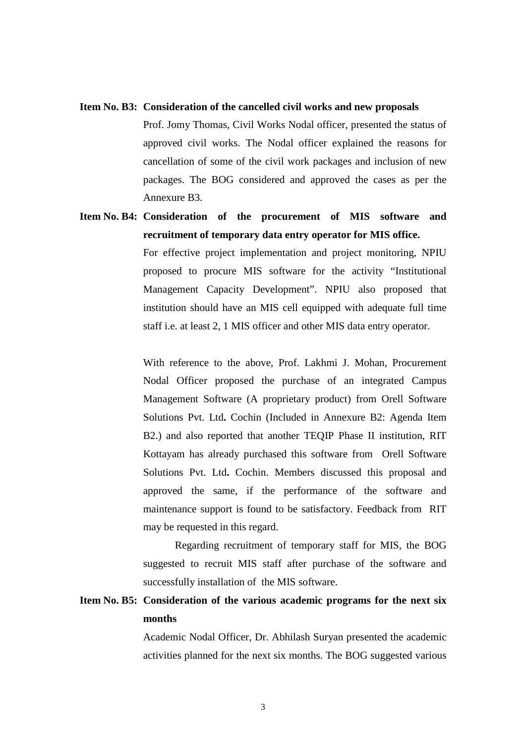**Item No. B3: Consideration of the cancelled civil works and new proposals**

Prof. Jomy Thomas, Civil Works Nodal officer, presented the status of approved civil works. The Nodal officer explained the reasons for cancellation of some of the civil work packages and inclusion of new packages. The BOG considered and approved the cases as per the Annexure B3.

**Item No. B4: Consideration of the procurement of MIS software and recruitment of temporary data entry operator for MIS office.**

For effective project implementation and project monitoring, NPIU proposed to procure MIS software for the activity "Institutional Management Capacity Development". NPIU also proposed that institution should have an MIS cell equipped with adequate full time staff i.e. at least 2, 1 MIS officer and other MIS data entry operator.

With reference to the above, Prof. Lakhmi J. Mohan, Procurement Nodal Officer proposed the purchase of an integrated Campus Management Software (A proprietary product) from Orell Software Solutions Pvt. Ltd**.** Cochin (Included in Annexure B2: Agenda Item B2.) and also reported that another TEQIP Phase II institution, RIT Kottayam has already purchased this software from Orell Software Solutions Pvt. Ltd**.** Cochin. Members discussed this proposal and approved the same, if the performance of the software and maintenance support is found to be satisfactory. Feedback from RIT may be requested in this regard.

Regarding recruitment of temporary staff for MIS, the BOG suggested to recruit MIS staff after purchase of the software and successfully installation of the MIS software.

**Item No. B5: Consideration of the various academic programs for the next six months**

Academic Nodal Officer, Dr. Abhilash Suryan presented the academic activities planned for the next six months. The BOG suggested various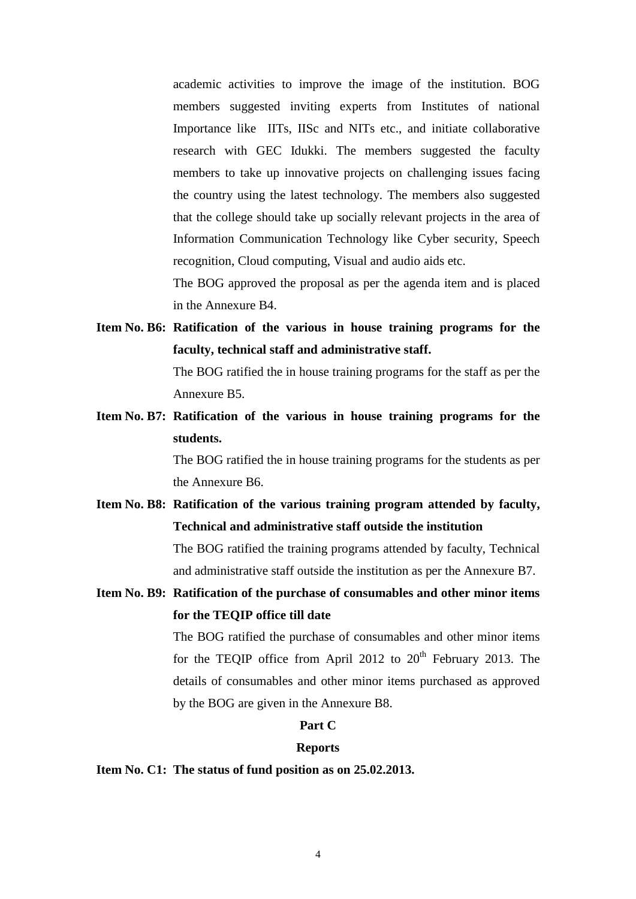academic activities to improve the image of the institution. BOG members suggested inviting experts from Institutes of national Importance like IITs, IISc and NITs etc., and initiate collaborative research with GEC Idukki. The members suggested the faculty members to take up innovative projects on challenging issues facing the country using the latest technology. The members also suggested that the college should take up socially relevant projects in the area of Information Communication Technology like Cyber security, Speech recognition, Cloud computing, Visual and audio aids etc.

The BOG approved the proposal as per the agenda item and is placed in the Annexure B4.

**Item No. B6: Ratification of the various in house training programs for the faculty, technical staff and administrative staff.**

The BOG ratified the in house training programs for the staff as per the Annexure B5.

**Item No. B7: Ratification of the various in house training programs for the students.**

The BOG ratified the in house training programs for the students as per the Annexure B6.

**Item No. B8: Ratification of the various training program attended by faculty, Technical and administrative staff outside the institution**

The BOG ratified the training programs attended by faculty, Technical and administrative staff outside the institution as per the Annexure B7.

**Item No. B9: Ratification of the purchase of consumables and other minor items for the TEQIP office till date**

The BOG ratified the purchase of consumables and other minor items for the TEQIP office from April 2012 to 20th February 2013. The details of consumables and other minor items purchased as approved by the BOG are given in the Annexure B8.

## Part C

## Reports

**Item No. C1: The status of fund position as on 25.02.2013.**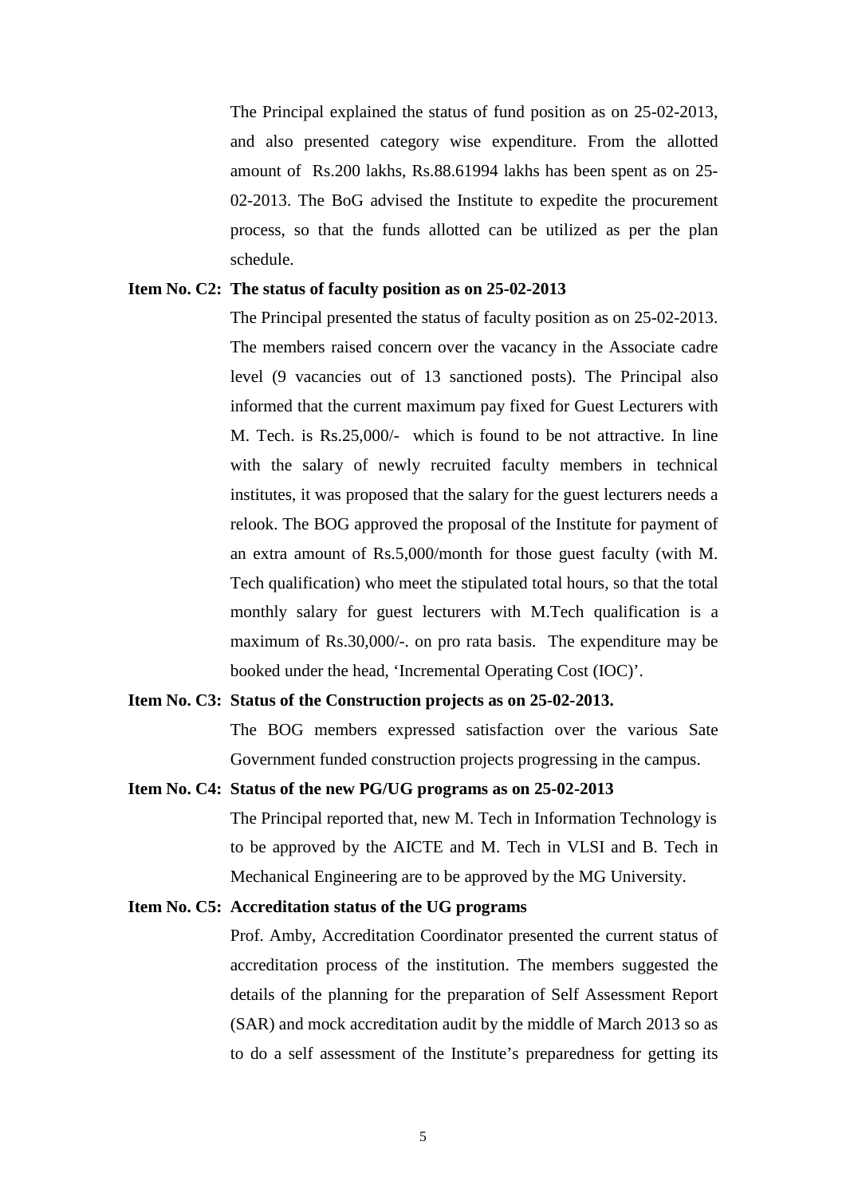The Principal explained the status of fund position as on 25-02-2013, and also presented category wise expenditure. From the allotted amount of Rs.200 lakhs, Rs.88.61994 lakhs has been spent as on 25-02-2013. The BoG advised the Institute to expedite the procurement process, so that the funds allotted can be utilized as per the plan schedule.

**Item No. C2: The status of faculty position as on 25-02-2013**

The Principal presented the status of faculty position as on 25-02-2013. The members raised concern over the vacancy in the Associate cadre level (9 vacancies out of 13 sanctioned posts). The Principal also informed that the current maximum pay fixed for Guest Lecturers with M. Tech. is Rs.25,000/- which is found to be not attractive. In line with the salary of newly recruited faculty members in technical institutes, it was proposed that the salary for the guest lecturers needs a relook. The BOG approved the proposal of the Institute for payment of an extra amount of Rs.5,000/month for those guest faculty (with M. Tech qualification) who meet the stipulated total hours, so that the total monthly salary for guest lecturers with M.Tech qualification is a maximum of Rs.30,000/-. on pro rata basis. The expenditure may be booked under the head, 'Incremental Operating Cost (IOC)'.

**Item No. C3: Status of the Construction projects as on 25-02-2013.**

The BOG members expressed satisfaction over the various Sate Government funded construction projects progressing in the campus.

**Item No. C4: Status of the new PG/UG programs as on 25-02-2013**

The Principal reported that, new M. Tech in Information Technology is to be approved by the AICTE and M. Tech in VLSI and B. Tech in Mechanical Engineering are to be approved by the MG University.

**Item No. C5: Accreditation status of the UG programs**

Prof. Amby, Accreditation Coordinator presented the current status of accreditation process of the institution. The members suggested the details of the planning for the preparation of Self Assessment Report (SAR) and mock accreditation audit by the middle of March 2013 so as to do a self assessment of the Institute's preparedness for getting its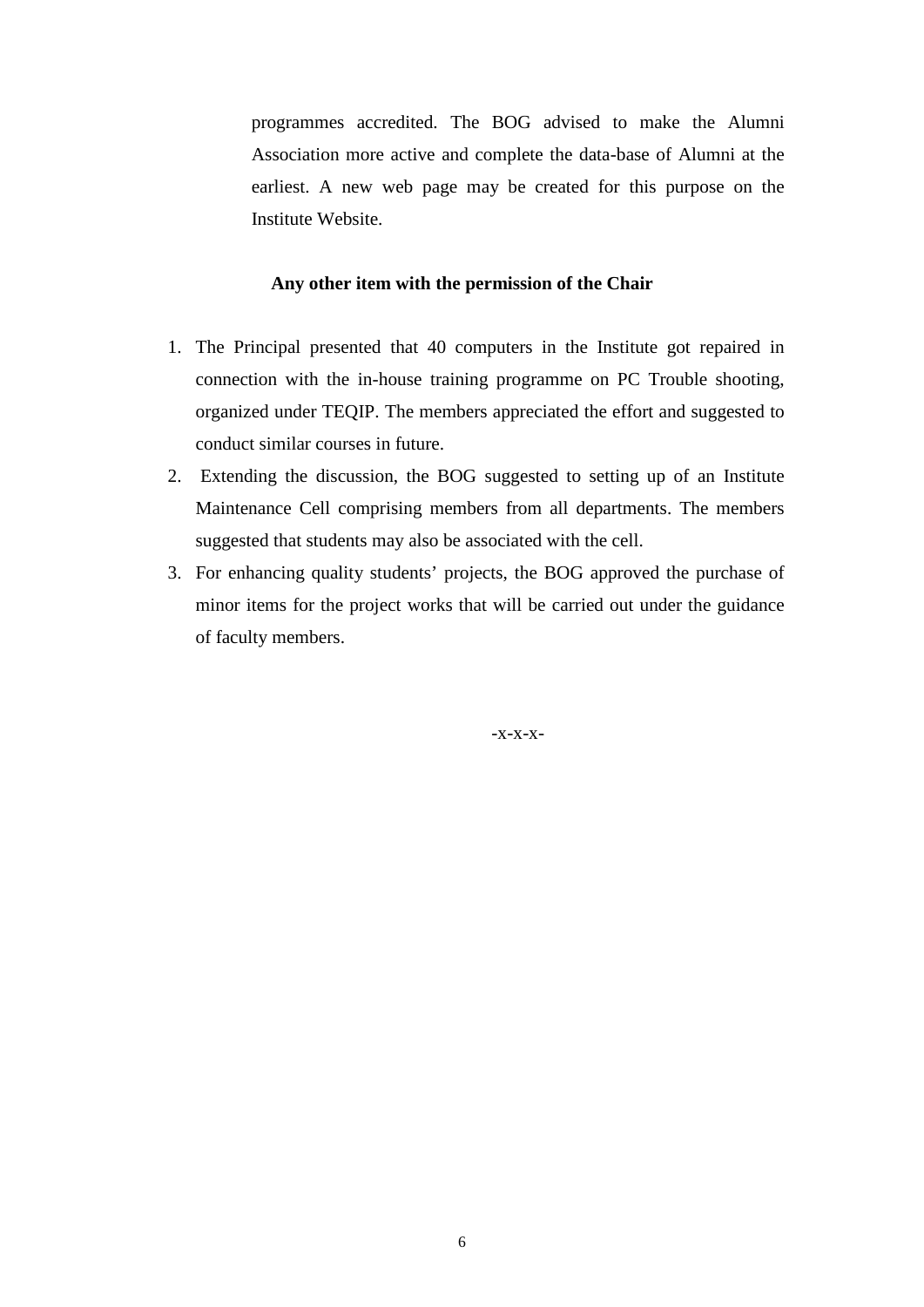programmes accredited. The BOG advised to make the Alumni Association more active and complete the data-base of Alumni at the earliest. A new web page may be created for this purpose on the Institute Website.

**Any other item with the permission of the Chair**

1. The Principal presented that 40 computers in the Institute got repaired in connection with the in-house training programme on PC Trouble shooting, organized under TEQIP. The members appreciated the effort and suggested to conduct similar courses in future.
2. Extending the discussion, the BOG suggested to setting up of an Institute Maintenance Cell comprising members from all departments. The members suggested that students may also be associated with the cell.
3. For enhancing quality students' projects, the BOG approved the purchase of minor items for the project works that will be carried out under the guidance of faculty members.

-x-x-x-